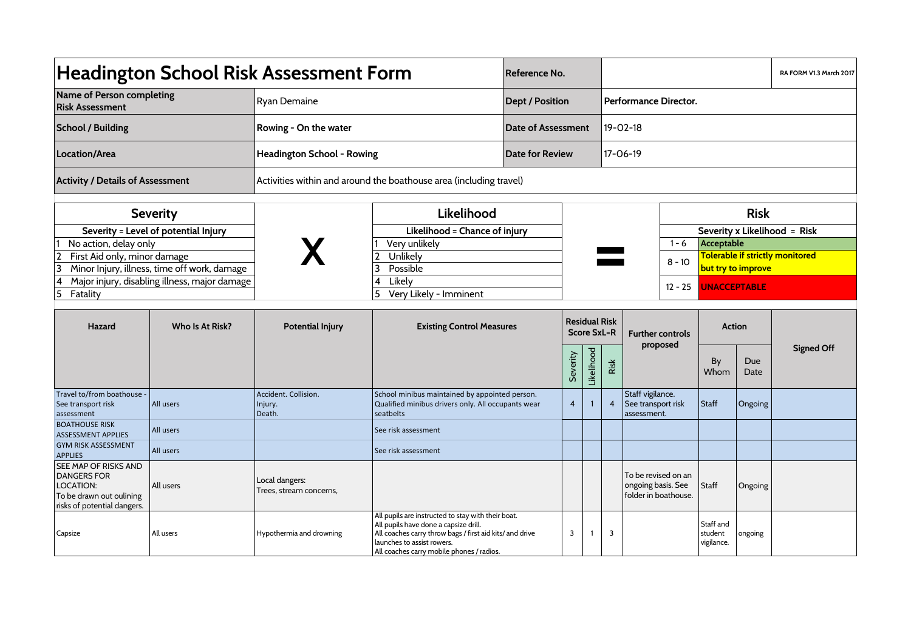# Headington School Risk Assessment Form

| Headington School Risk Assessment Form | | Reference No. | | RA FORM V1.3 March 2017 |
|---|---|---|---|---|
| **Name of Person completing Risk Assessment** | Ryan Demaine | **Dept / Position** | **Performance Director.** | |
| **School / Building** | **Rowing - On the water** | **Date of Assessment** | 19-02-18 | |
| **Location/Area** | **Headington School - Rowing** | **Date for Review** | 17-06-19 | |
| **Activity / Details of Assessment** | Activities within and around the boathouse area (including travel) | | | |

| Severity | | Likelihood | | Risk | |
|---|---|---|---|---|---|
| **Severity = Level of potential Injury** | X | **Likelihood = Chance of injury** | = | **Severity x Likelihood = Risk** | |
| 1 No action, delay only | | 1 Very unlikely | | 1 - 6 | **Acceptable** |
| 2 First Aid only, minor damage | | 2 Unlikely | | 8 - 10 | **Tolerable if strictly monitored but try to improve** |
| 3 Minor Injury, illness, time off work, damage | | 3 Possible | | | |
| 4 Major injury, disabling illness, major damage | | 4 Likely | | 12 - 25 | **UNACCEPTABLE** |
| 5 Fatality | | 5 Very Likely - Imminent | | | |

| Hazard | Who Is At Risk? | Potential Injury | Existing Control Measures | Residual Risk Score SxL=R | | | Further controls proposed | Action | | Signed Off |
|---|---|---|---|---|---|---|---|---|---|---|
| | | | | Severity | Likelihood | Risk | | By Whom | Due Date | |
| Travel to/from boathouse - See transport risk assessment | All users | Accident. Collision. Injury. Death. | School minibus maintained by appointed person. Qualified minibus drivers only. All occupants wear seatbelts | 4 | 1 | 4 | Staff vigilance. See transport risk assessment. | Staff | Ongoing | |
| BOATHOUSE RISK ASSESSMENT APPLIES | All users | | See risk assessment | | | | | | | |
| GYM RISK ASSESSMENT APPLIES | All users | | See risk assessment | | | | | | | |
| SEE MAP OF RISKS AND DANGERS FOR LOCATION: To be drawn out oulining risks of potential dangers. | All users | Local dangers: Trees, stream concerns, | | | | | To be revised on an ongoing basis. See folder in boathouse. | Staff | Ongoing | |
| Capsize | All users | Hypothermia and drowning | All pupils are instructed to stay with their boat. All pupils have done a capsize drill. All coaches carry throw bags / first aid kits/ and drive launches to assist rowers. All coaches carry mobile phones / radios. | 3 | 1 | 3 | | Staff and student vigilance. | ongoing | |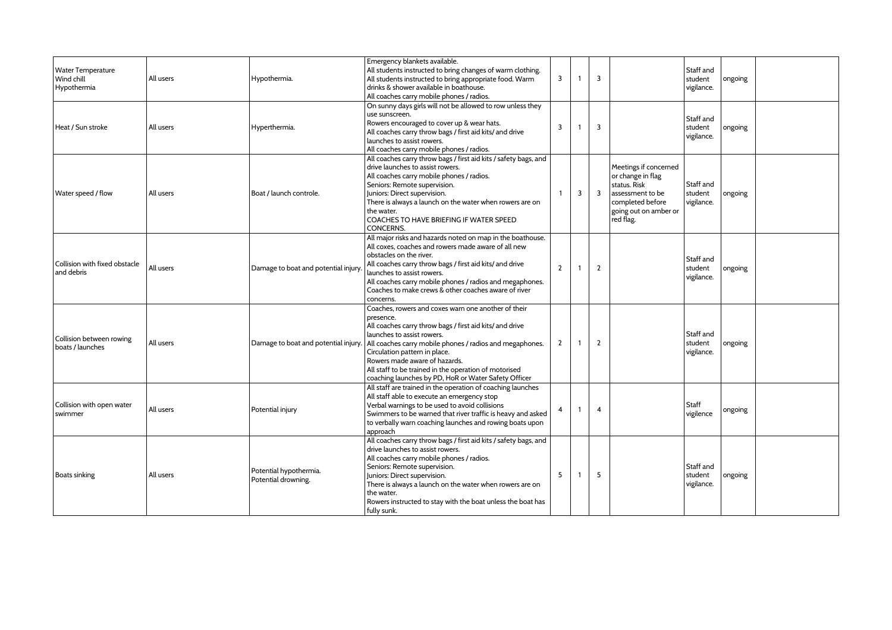| | | | | | | | | | | |
|---|---|---|---|---|---|---|---|---|---|---|
| Water Temperature<br>Wind chill<br>Hypothermia | All users | Hypothermia. | Emergency blankets available.<br>All students instructed to bring changes of warm clothing.<br>All students instructed to bring appropriate food. Warm drinks & shower available in boathouse.<br>All coaches carry mobile phones / radios. | 3 | 1 | 3 | | Staff and student vigilance. | ongoing | |
| Heat / Sun stroke | All users | Hyperthermia. | On sunny days girls will not be allowed to row unless they use sunscreen.<br>Rowers encouraged to cover up & wear hats.<br>All coaches carry throw bags / first aid kits/ and drive launches to assist rowers.<br>All coaches carry mobile phones / radios. | 3 | 1 | 3 | | Staff and student vigilance. | ongoing | |
| Water speed / flow | All users | Boat / launch controle. | All coaches carry throw bags / first aid kits / safety bags, and drive launches to assist rowers.<br>All coaches carry mobile phones / radios.<br>Seniors: Remote supervision.<br>Juniors: Direct supervision.<br>There is always a launch on the water when rowers are on the water.<br>COACHES TO HAVE BRIEFING IF WATER SPEED CONCERNS. | 1 | 3 | 3 | Meetings if concerned or change in flag status. Risk assessment to be completed before going out on amber or red flag. | Staff and student vigilance. | ongoing | |
| Collision with fixed obstacle and debris | All users | Damage to boat and potential injury. | All major risks and hazards noted on map in the boathouse.<br>All coxes, coaches and rowers made aware of all new obstacles on the river.<br>All coaches carry throw bags / first aid kits/ and drive launches to assist rowers.<br>All coaches carry mobile phones / radios and megaphones.<br>Coaches to make crews & other coaches aware of river concerns. | 2 | 1 | 2 | | Staff and student vigilance. | ongoing | |
| Collision between rowing boats / launches | All users | Damage to boat and potential injury. | Coaches, rowers and coxes warn one another of their presence.<br>All coaches carry throw bags / first aid kits/ and drive launches to assist rowers.<br>All coaches carry mobile phones / radios and megaphones.<br>Circulation pattern in place.<br>Rowers made aware of hazards.<br>All staff to be trained in the operation of motorised coaching launches by PD, HoR or Water Safety Officer | 2 | 1 | 2 | | Staff and student vigilance. | ongoing | |
| Collision with open water swimmer | All users | Potential injury | All staff are trained in the operation of coaching launches<br>All staff able to execute an emergency stop<br>Verbal warnings to be used to avoid collisions<br>Swimmers to be warned that river traffic is heavy and asked to verbally warn coaching launches and rowing boats upon approach | 4 | 1 | 4 | | Staff vigilence | ongoing | |
| Boats sinking | All users | Potential hypothermia.<br>Potential drowning. | All coaches carry throw bags / first aid kits / safety bags, and drive launches to assist rowers.<br>All coaches carry mobile phones / radios.<br>Seniors: Remote supervision.<br>Juniors: Direct supervision.<br>There is always a launch on the water when rowers are on the water.<br>Rowers instructed to stay with the boat unless the boat has fully sunk. | 5 | 1 | 5 | | Staff and student vigilance. | ongoing | |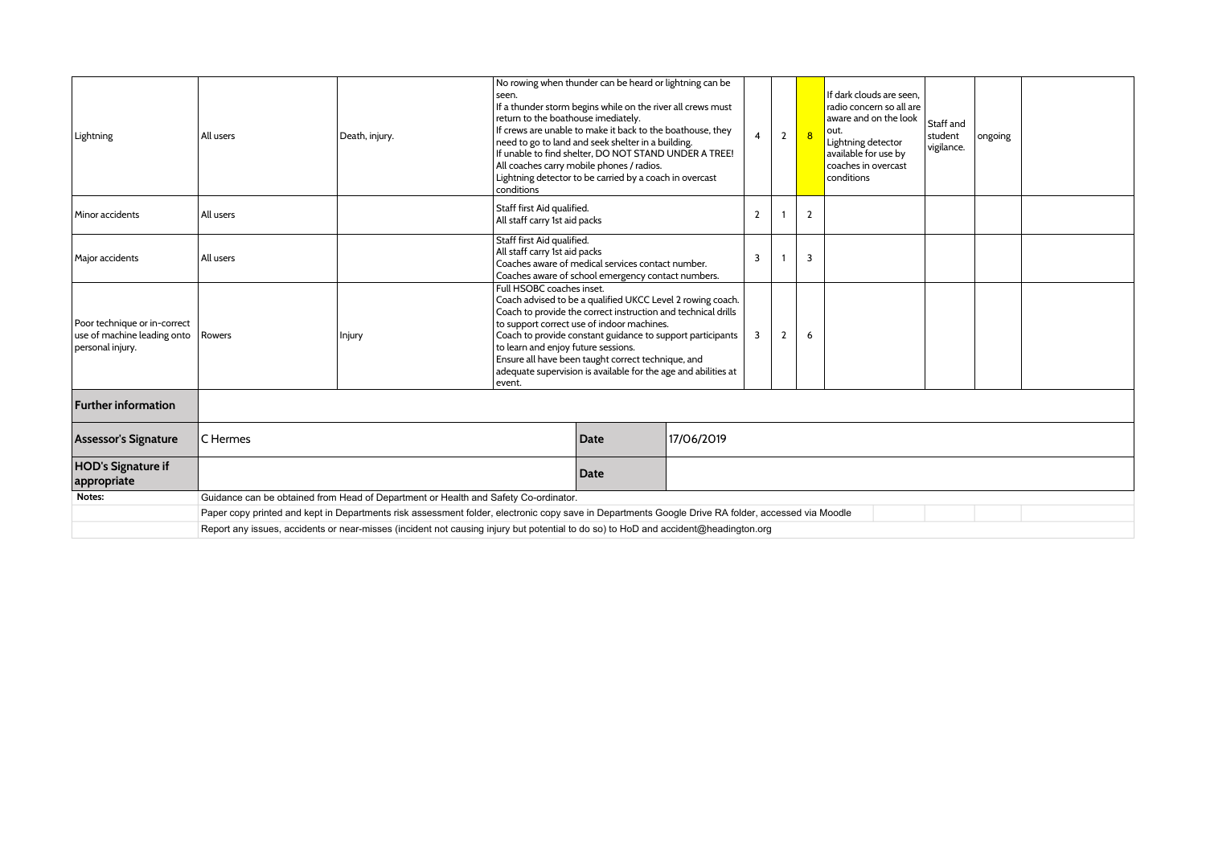| | | | | | | | | | | |
|---|---|---|---|---|---|---|---|---|---|---|
| Lightning | All users | Death, injury. | No rowing when thunder can be heard or lightning can be seen.<br>If a thunder storm begins while on the river all crews must return to the boathouse imediately.<br>If crews are unable to make it back to the boathouse, they need to go to land and seek shelter in a building.<br>If unable to find shelter, DO NOT STAND UNDER A TREE!<br>All coaches carry mobile phones / radios.<br>Lightning detector to be carried by a coach in overcast conditions | 4 | 2 | 8 | If dark clouds are seen, radio concern so all are aware and on the look out.<br>Lightning detector available for use by coaches in overcast conditions | Staff and student vigilance. | ongoing | |
| Minor accidents | All users | | Staff first Aid qualified.<br>All staff carry 1st aid packs | 2 | 1 | 2 | | | | |
| Major accidents | All users | | Staff first Aid qualified.<br>All staff carry 1st aid packs<br>Coaches aware of medical services contact number.<br>Coaches aware of school emergency contact numbers. | 3 | 1 | 3 | | | | |
| Poor technique or in-correct use of machine leading onto personal injury. | Rowers | Injury | Full HSOBC coaches inset.<br>Coach advised to be a qualified UKCC Level 2 rowing coach.<br>Coach to provide the correct instruction and technical drills to support correct use of indoor machines.<br>Coach to provide constant guidance to support participants to learn and enjoy future sessions.<br>Ensure all have been taught correct technique, and adequate supervision is available for the age and abilities at event. | 3 | 2 | 6 | | | | |

| | | | |
|---|---|---|---|
| **Further information** | | | |
| **Assessor's Signature** | C Hermes | **Date** | 17/06/2019 |
| **HOD's Signature if appropriate** | | **Date** | |

**Notes:** Guidance can be obtained from Head of Department or Health and Safety Co-ordinator.

Paper copy printed and kept in Departments risk assessment folder, electronic copy save in Departments Google Drive RA folder, accessed via Moodle

Report any issues, accidents or near-misses (incident not causing injury but potential to do so) to HoD and accident@headington.org